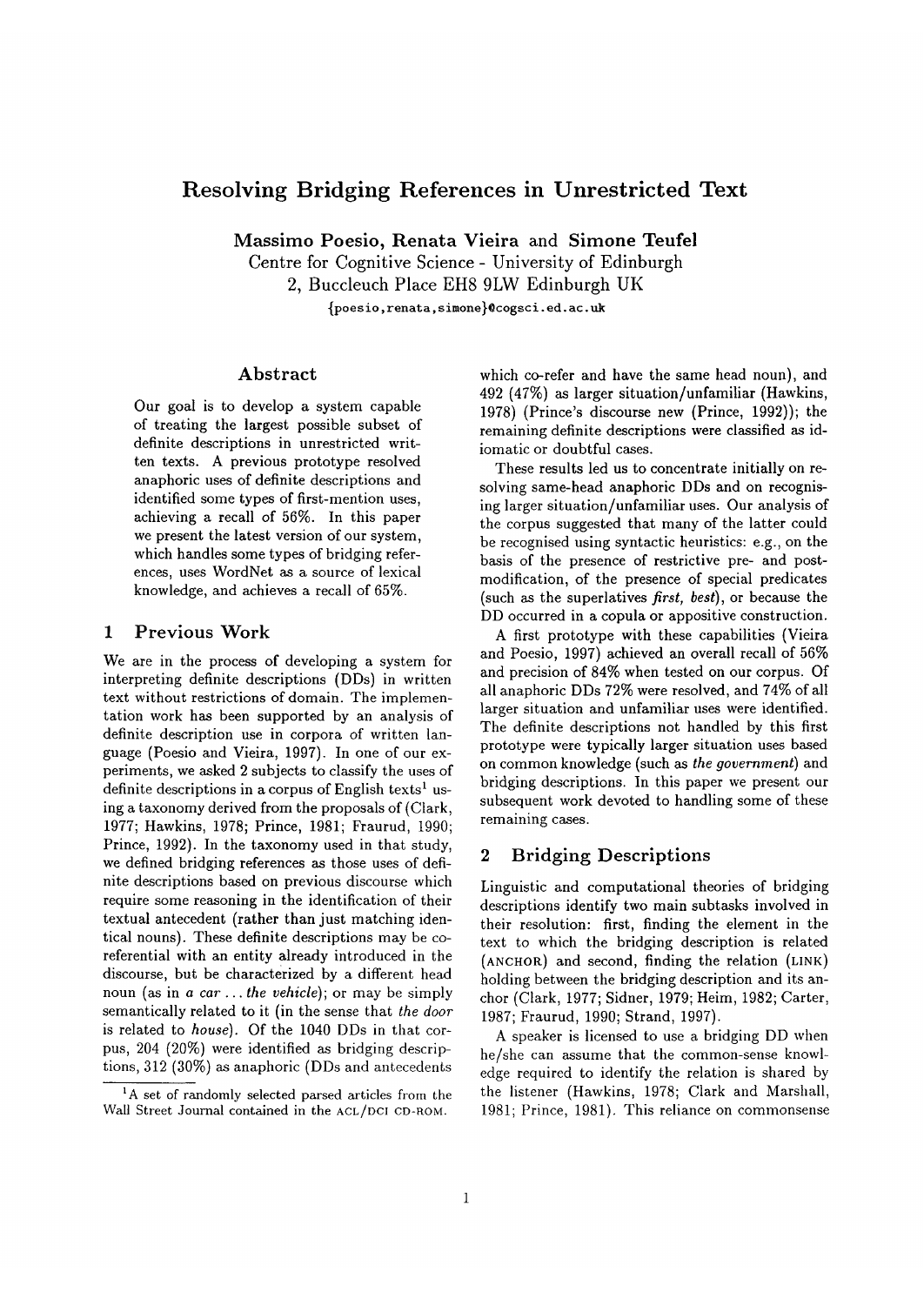# Resolving Bridging References in Unrestricted Text

**Massimo Poesio, Renata Vieira** and **Simone Teufel**

Centre for Cognitive Science - University of Edinburgh

2, Buccleuch Place EH8 9LW Edinburgh UK

{poesio,renata,simone}@cogsci.ed.ac.uk

## Abstract

Our goal is to develop a system capable of treating the largest possible subset of definite descriptions in unrestricted written texts. A previous prototype resolved anaphoric uses of definite descriptions and identified some types of first-mention uses, achieving a recall of 56%. In this paper we present the latest version of our system, which handles some types of bridging references, uses WordNet as a source of lexical knowledge, and achieves a recall of 65%.

## 1 Previous Work

We are in the process of developing a system for interpreting definite descriptions (DDs) in written text without restrictions of domain. The implementation work has been supported by an analysis of definite description use in corpora of written language (Poesio and Vieira, 1997). In one of our experiments, we asked 2 subjects to classify the uses of definite descriptions in a corpus of English texts[1] using a taxonomy derived from the proposals of (Clark, 1977; Hawkins, 1978; Prince, 1981; Fraurud, 1990; Prince, 1992). In the taxonomy used in that study, we defined bridging references as those uses of definite descriptions based on previous discourse which require some reasoning in the identification of their textual antecedent (rather than just matching identical nouns). These definite descriptions may be coreferential with an entity already introduced in the discourse, but be characterized by a different head noun (as in *a car ... the vehicle*); or may be simply semantically related to it (in the sense that *the door* is related to *house*). Of the 1040 DDs in that corpus, 204 (20%) were identified as bridging descriptions, 312 (30%) as anaphoric (DDs and antecedents which co-refer and have the same head noun), and 492 (47%) as larger situation/unfamiliar (Hawkins, 1978) (Prince's discourse new (Prince, 1992)); the remaining definite descriptions were classified as idiomatic or doubtful cases.

These results led us to concentrate initially on resolving same-head anaphoric DDs and on recognising larger situation/unfamiliar uses. Our analysis of the corpus suggested that many of the latter could be recognised using syntactic heuristics: e.g., on the basis of the presence of restrictive pre- and post-modification, of the presence of special predicates (such as the superlatives *first, best*), or because the DD occurred in a copula or appositive construction.

A first prototype with these capabilities (Vieira and Poesio, 1997) achieved an overall recall of 56% and precision of 84% when tested on our corpus. Of all anaphoric DDs 72% were resolved, and 74% of all larger situation and unfamiliar uses were identified. The definite descriptions not handled by this first prototype were typically larger situation uses based on common knowledge (such as *the government*) and bridging descriptions. In this paper we present our subsequent work devoted to handling some of these remaining cases.

## 2 Bridging Descriptions

Linguistic and computational theories of bridging descriptions identify two main subtasks involved in their resolution: first, finding the element in the text to which the bridging description is related (ANCHOR) and second, finding the relation (LINK) holding between the bridging description and its anchor (Clark, 1977; Sidner, 1979; Heim, 1982; Carter, 1987; Fraurud, 1990; Strand, 1997).

A speaker is licensed to use a bridging DD when he/she can assume that the common-sense knowledge required to identify the relation is shared by the listener (Hawkins, 1978; Clark and Marshall, 1981; Prince, 1981). This reliance on commonsense

[1] A set of randomly selected parsed articles from the Wall Street Journal contained in the ACL/DCI CD-ROM.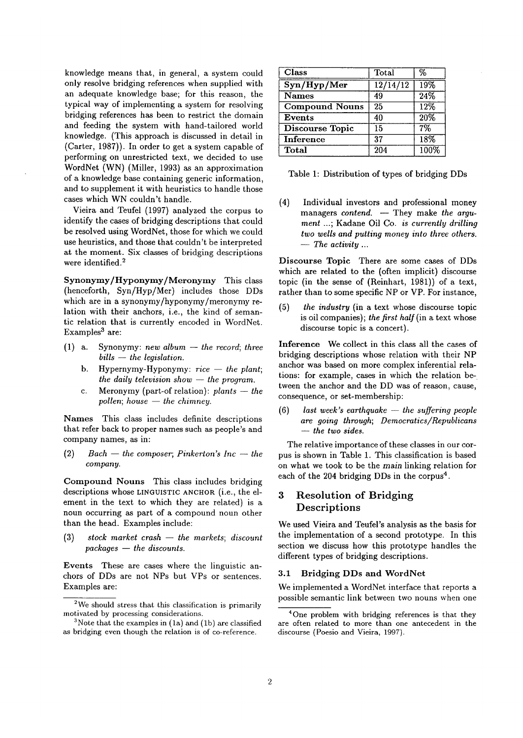knowledge means that, in general, a system could only resolve bridging references when supplied with an adequate knowledge base; for this reason, the typical way of implementing a system for resolving bridging references has been to restrict the domain and feeding the system with hand-tailored world knowledge. (This approach is discussed in detail in (Carter, 1987)). In order to get a system capable of performing on unrestricted text, we decided to use WordNet (WN) (Miller, 1993) as an approximation of a knowledge base containing generic information, and to supplement it with heuristics to handle those cases which WN couldn't handle.

Vieira and Teufel (1997) analyzed the corpus to identify the cases of bridging descriptions that could be resolved using WordNet, those for which we could use heuristics, and those that couldn't be interpreted at the moment. Six classes of bridging descriptions were identified.[2]

**Synonymy/Hyponymy/Meronymy** This class (henceforth, Syn/Hyp/Mer) includes those DDs which are in a synonymy/hyponymy/meronymy relation with their anchors, i.e., the kind of semantic relation that is currently encoded in WordNet. Examples[3] are:

(1) a. Synonymy: *new album — the record*; *three bills — the legislation.*

b. Hypernymy-Hyponymy: *rice — the plant*; *the daily television show — the program.*

c. Meronymy (part-of relation): *plants — the pollen*; *house — the chimney.*

**Names** This class includes definite descriptions that refer back to proper names such as people's and company names, as in:

(2) *Bach — the composer*; *Pinkerton's Inc — the company.*

**Compound Nouns** This class includes bridging descriptions whose LINGUISTIC ANCHOR (i.e., the element in the text to which they are related) is a noun occurring as part of a compound noun other than the head. Examples include:

(3) *stock market crash — the markets*; *discount packages — the discounts.*

**Events** These are cases where the linguistic anchors of DDs are not NPs but VPs or sentences. Examples are:

(4) Individual investors and professional money managers *contend.* — They make *the argument* ...; Kadane Oil Co. *is currently drilling two wells and putting money into three others.* — *The activity* ...

**Discourse Topic** There are some cases of DDs which are related to the (often implicit) discourse topic (in the sense of (Reinhart, 1981)) of a text, rather than to some specific NP or VP. For instance,

(5) *the industry* (in a text whose discourse topic is oil companies); *the first half* (in a text whose discourse topic is a concert).

**Inference** We collect in this class all the cases of bridging descriptions whose relation with their NP anchor was based on more complex inferential relations: for example, cases in which the relation between the anchor and the DD was of reason, cause, consequence, or set-membership:

(6) *last week's earthquake — the suffering people are going through*; *Democratics/Republicans — the two sides.*

The relative importance of these classes in our corpus is shown in Table 1. This classification is based on what we took to be the *main* linking relation for each of the 204 bridging DDs in the corpus[4].

| Class | Total | % |
|---|---|---|
| Syn/Hyp/Mer | 12/14/12 | 19% |
| Names | 49 | 24% |
| Compound Nouns | 25 | 12% |
| Events | 40 | 20% |
| Discourse Topic | 15 | 7% |
| Inference | 37 | 18% |
| Total | 204 | 100% |

Table 1: Distribution of types of bridging DDs

## 3 Resolution of Bridging Descriptions

We used Vieira and Teufel's analysis as the basis for the implementation of a second prototype. In this section we discuss how this prototype handles the different types of bridging descriptions.

### 3.1 Bridging DDs and WordNet

We implemented a WordNet interface that reports a possible semantic link between two nouns when one

[2] We should stress that this classification is primarily motivated by processing considerations.

[3] Note that the examples in (1a) and (1b) are classified as bridging even though the relation is of co-reference.

[4] One problem with bridging references is that they are often related to more than one antecedent in the discourse (Poesio and Vieira, 1997).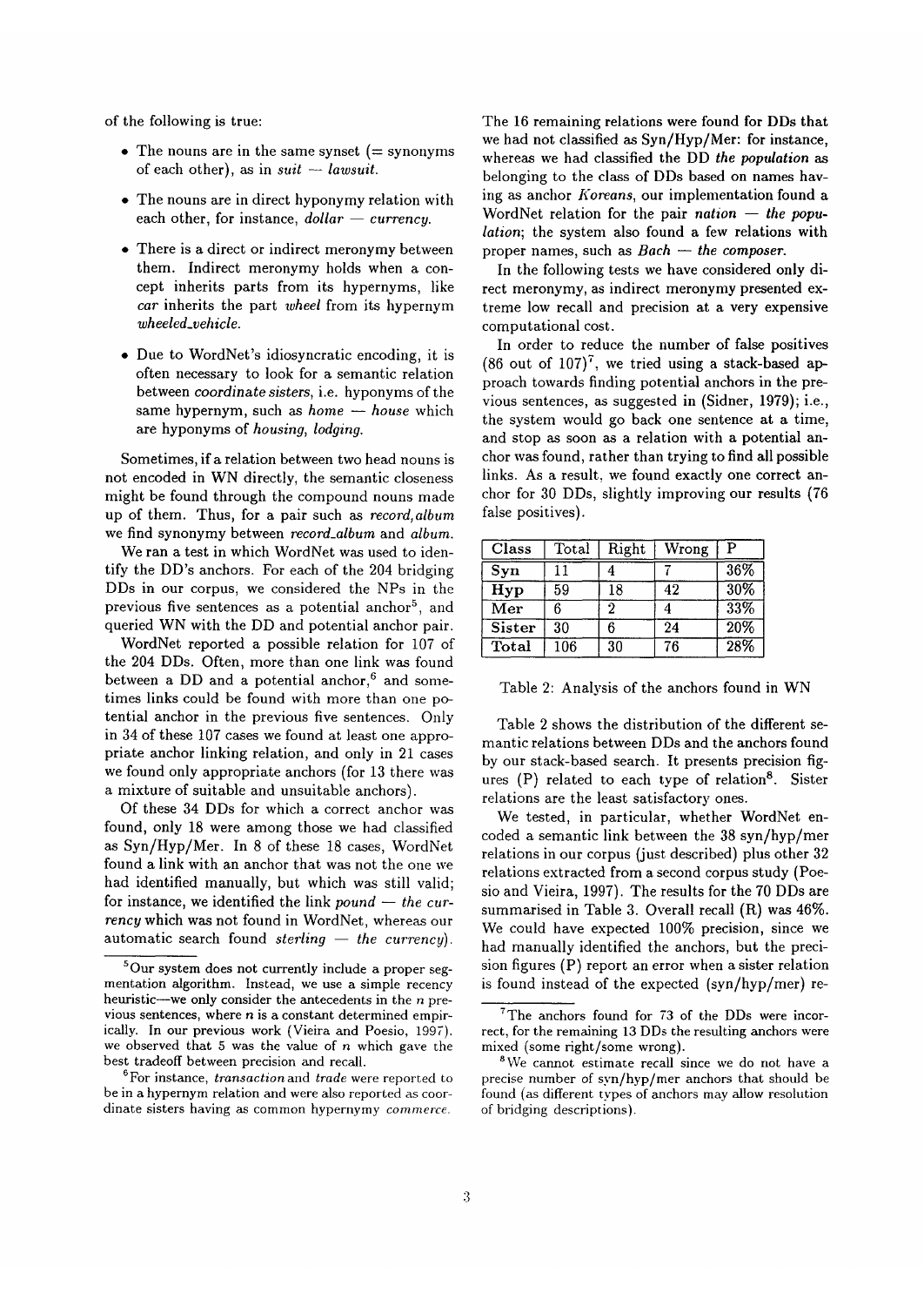of the following is true:

- The nouns are in the same synset (= synonyms of each other), as in *suit — lawsuit*.
- The nouns are in direct hyponymy relation with each other, for instance, *dollar — currency*.
- There is a direct or indirect meronymy between them. Indirect meronymy holds when a concept inherits parts from its hypernyms, like *car* inherits the part *wheel* from its hypernym *wheeled_vehicle*.
- Due to WordNet's idiosyncratic encoding, it is often necessary to look for a semantic relation between *coordinate sisters*, i.e. hyponyms of the same hypernym, such as *home — house* which are hyponyms of *housing, lodging*.

Sometimes, if a relation between two head nouns is not encoded in WN directly, the semantic closeness might be found through the compound nouns made up of them. Thus, for a pair such as *record, album* we find synonymy between *record_album* and *album*.

We ran a test in which WordNet was used to identify the DD's anchors. For each of the 204 bridging DDs in our corpus, we considered the NPs in the previous five sentences as a potential anchor[5], and queried WN with the DD and potential anchor pair.

WordNet reported a possible relation for 107 of the 204 DDs. Often, more than one link was found between a DD and a potential anchor,[6] and sometimes links could be found with more than one potential anchor in the previous five sentences. Only in 34 of these 107 cases we found at least one appropriate anchor linking relation, and only in 21 cases we found only appropriate anchors (for 13 there was a mixture of suitable and unsuitable anchors).

Of these 34 DDs for which a correct anchor was found, only 18 were among those we had classified as Syn/Hyp/Mer. In 8 of these 18 cases, WordNet found a link with an anchor that was not the one we had identified manually, but which was still valid; for instance, we identified the link *pound — the currency* which was not found in WordNet, whereas our automatic search found *sterling — the currency*). The 16 remaining relations were found for DDs that we had not classified as Syn/Hyp/Mer: for instance, whereas we had classified the DD *the population* as belonging to the class of DDs based on names having as anchor *Koreans*, our implementation found a WordNet relation for the pair *nation — the population*; the system also found a few relations with proper names, such as *Bach — the composer*.

In the following tests we have considered only direct meronymy, as indirect meronymy presented extreme low recall and precision at a very expensive computational cost.

In order to reduce the number of false positives (86 out of 107)[7], we tried using a stack-based approach towards finding potential anchors in the previous sentences, as suggested in (Sidner, 1979); i.e., the system would go back one sentence at a time, and stop as soon as a relation with a potential anchor was found, rather than trying to find all possible links. As a result, we found exactly one correct anchor for 30 DDs, slightly improving our results (76 false positives).

| Class | Total | Right | Wrong | P |
|---|---|---|---|---|
| **Syn** | 11 | 4 | 7 | 36% |
| **Hyp** | 59 | 18 | 42 | 30% |
| **Mer** | 6 | 2 | 4 | 33% |
| **Sister** | 30 | 6 | 24 | 20% |
| **Total** | 106 | 30 | 76 | 28% |

Table 2: Analysis of the anchors found in WN

Table 2 shows the distribution of the different semantic relations between DDs and the anchors found by our stack-based search. It presents precision figures (P) related to each type of relation[8]. Sister relations are the least satisfactory ones.

We tested, in particular, whether WordNet encoded a semantic link between the 38 syn/hyp/mer relations in our corpus (just described) plus other 32 relations extracted from a second corpus study (Poesio and Vieira, 1997). The results for the 70 DDs are summarised in Table 3. Overall recall (R) was 46%. We could have expected 100% precision, since we had manually identified the anchors, but the precision figures (P) report an error when a sister relation is found instead of the expected (syn/hyp/mer) re-

---

[5] Our system does not currently include a proper segmentation algorithm. Instead, we use a simple recency heuristic—we only consider the antecedents in the $n$ previous sentences, where $n$ is a constant determined empirically. In our previous work (Vieira and Poesio, 1997), we observed that 5 was the value of $n$ which gave the best tradeoff between precision and recall.

[6] For instance, *transaction* and *trade* were reported to be in a hypernym relation and were also reported as coordinate sisters having as common hypernymy *commerce*.

[7] The anchors found for 73 of the DDs were incorrect, for the remaining 13 DDs the resulting anchors were mixed (some right/some wrong).

[8] We cannot estimate recall since we do not have a precise number of syn/hyp/mer anchors that should be found (as different types of anchors may allow resolution of bridging descriptions).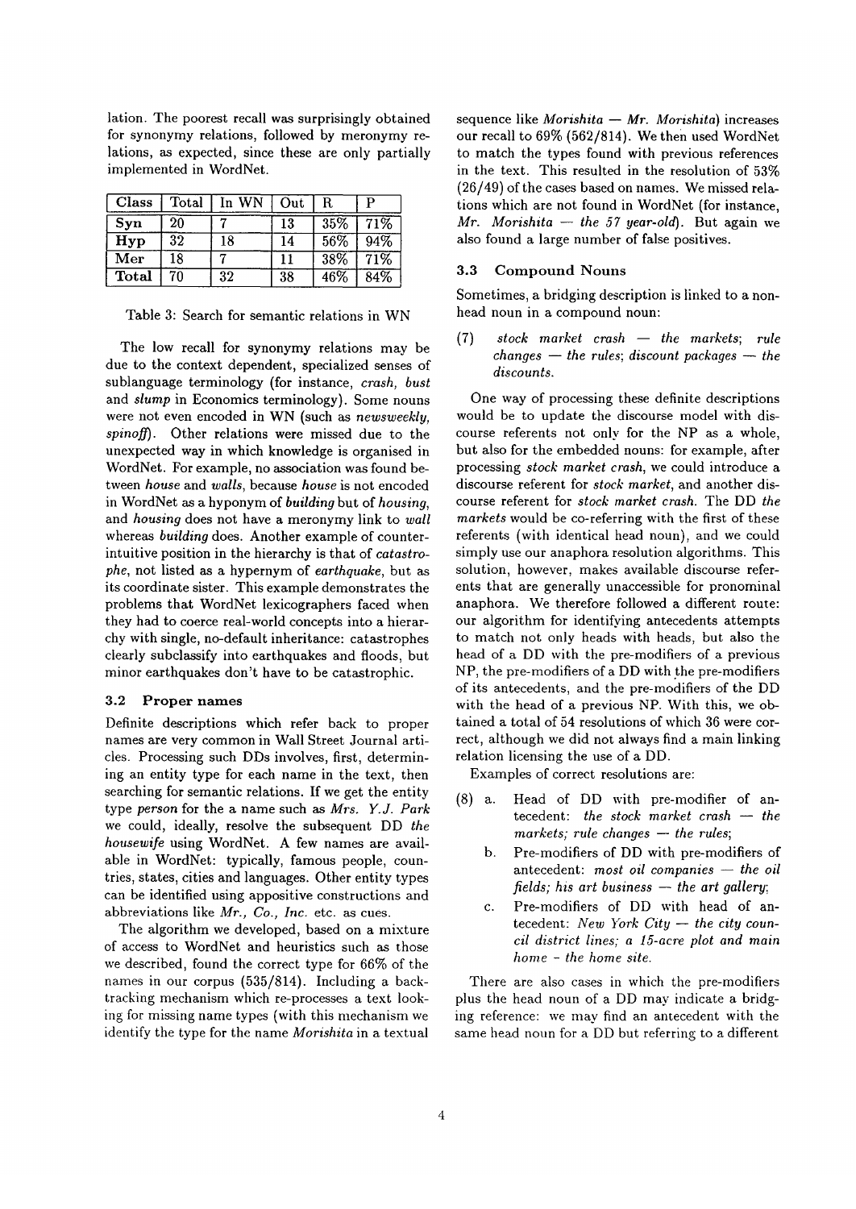lation. The poorest recall was surprisingly obtained for synonymy relations, followed by meronymy relations, as expected, since these are only partially implemented in WordNet.

| Class | Total | In WN | Out | R | P |
|---|---|---|---|---|---|
| **Syn** | 20 | 7 | 13 | 35% | 71% |
| **Hyp** | 32 | 18 | 14 | 56% | 94% |
| **Mer** | 18 | 7 | 11 | 38% | 71% |
| **Total** | 70 | 32 | 38 | 46% | 84% |

Table 3: Search for semantic relations in WN

The low recall for synonymy relations may be due to the context dependent, specialized senses of sublanguage terminology (for instance, *crash, bust* and *slump* in Economics terminology). Some nouns were not even encoded in WN (such as *newsweekly, spinoff*). Other relations were missed due to the unexpected way in which knowledge is organised in WordNet. For example, no association was found between *house* and *walls*, because *house* is not encoded in WordNet as a hyponym of *building* but of *housing*, and *housing* does not have a meronymy link to *wall* whereas *building* does. Another example of counterintuitive position in the hierarchy is that of *catastrophe*, not listed as a hypernym of *earthquake*, but as its coordinate sister. This example demonstrates the problems that WordNet lexicographers faced when they had to coerce real-world concepts into a hierarchy with single, no-default inheritance: catastrophes clearly subclassify into earthquakes and floods, but minor earthquakes don't have to be catastrophic.

### 3.2 Proper names

Definite descriptions which refer back to proper names are very common in Wall Street Journal articles. Processing such DDs involves, first, determining an entity type for each name in the text, then searching for semantic relations. If we get the entity type *person* for the a name such as *Mrs. Y.J. Park* we could, ideally, resolve the subsequent DD *the housewife* using WordNet. A few names are available in WordNet: typically, famous people, countries, states, cities and languages. Other entity types can be identified using appositive constructions and abbreviations like *Mr., Co., Inc.* etc. as cues.

The algorithm we developed, based on a mixture of access to WordNet and heuristics such as those we described, found the correct type for 66% of the names in our corpus (535/814). Including a backtracking mechanism which re-processes a text looking for missing name types (with this mechanism we identify the type for the name *Morishita* in a textual sequence like *Morishita — Mr. Morishita*) increases our recall to 69% (562/814). We then used WordNet to match the types found with previous references in the text. This resulted in the resolution of 53% (26/49) of the cases based on names. We missed relations which are not found in WordNet (for instance, *Mr. Morishita — the 57 year-old*). But again we also found a large number of false positives.

### 3.3 Compound Nouns

Sometimes, a bridging description is linked to a non-head noun in a compound noun:

(7) *stock market crash — the markets*; *rule changes — the rules*; *discount packages — the discounts*.

One way of processing these definite descriptions would be to update the discourse model with discourse referents not only for the NP as a whole, but also for the embedded nouns: for example, after processing *stock market crash*, we could introduce a discourse referent for *stock market*, and another discourse referent for *stock market crash*. The DD *the markets* would be co-referring with the first of these referents (with identical head noun), and we could simply use our anaphora resolution algorithms. This solution, however, makes available discourse referents that are generally unaccessible for pronominal anaphora. We therefore followed a different route: our algorithm for identifying antecedents attempts to match not only heads with heads, but also the head of a DD with the pre-modifiers of a previous NP, the pre-modifiers of a DD with the pre-modifiers of its antecedents, and the pre-modifiers of the DD with the head of a previous NP. With this, we obtained a total of 54 resolutions of which 36 were correct, although we did not always find a main linking relation licensing the use of a DD.

Examples of correct resolutions are:

(8) a. Head of DD with pre-modifier of antecedent: *the stock market crash — the markets*; *rule changes — the rules*;

b. Pre-modifiers of DD with pre-modifiers of antecedent: *most oil companies — the oil fields*; *his art business — the art gallery*;

c. Pre-modifiers of DD with head of antecedent: *New York City — the city council district lines*; *a 15-acre plot and main home - the home site*.

There are also cases in which the pre-modifiers plus the head noun of a DD may indicate a bridging reference: we may find an antecedent with the same head noun for a DD but referring to a different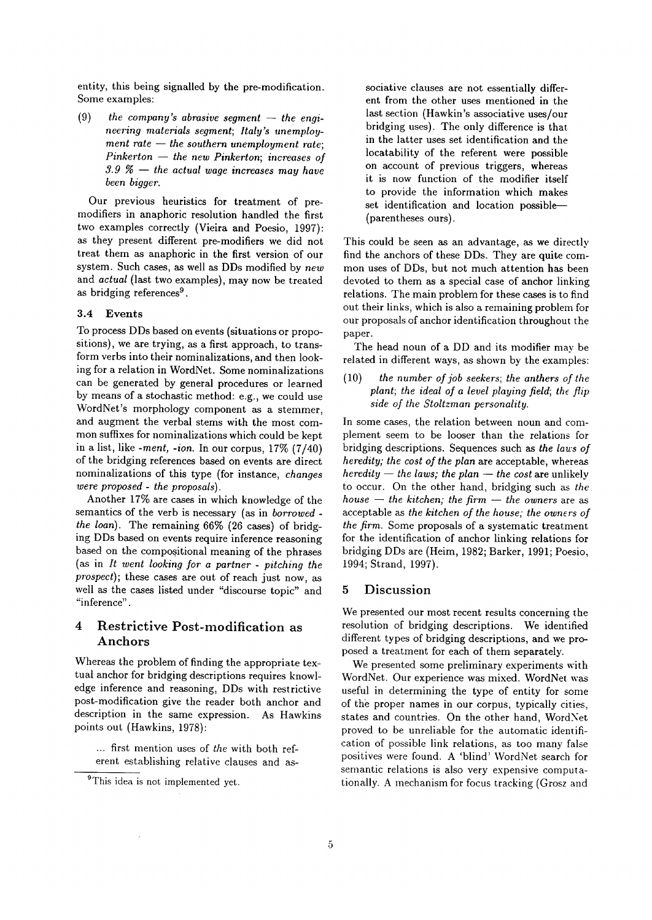entity, this being signalled by the pre-modification. Some examples:

(9) *the company's abrasive segment — the engineering materials segment*; *Italy's unemployment rate — the southern unemployment rate*; *Pinkerton — the new Pinkerton*; *increases of 3.9 % — the actual wage increases may have been bigger.*

Our previous heuristics for treatment of pre-modifiers in anaphoric resolution handled the first two examples correctly (Vieira and Poesio, 1997): as they present different pre-modifiers we did not treat them as anaphoric in the first version of our system. Such cases, as well as DDs modified by *new* and *actual* (last two examples), may now be treated as bridging references[9].

### 3.4 Events

To process DDs based on events (situations or propositions), we are trying, as a first approach, to transform verbs into their nominalizations, and then looking for a relation in WordNet. Some nominalizations can be generated by general procedures or learned by means of a stochastic method: e.g., we could use WordNet's morphology component as a stemmer, and augment the verbal stems with the most common suffixes for nominalizations which could be kept in a list, like *-ment, -ion*. In our corpus, 17% (7/40) of the bridging references based on events are direct nominalizations of this type (for instance, *changes were proposed - the proposals*).

Another 17% are cases in which knowledge of the semantics of the verb is necessary (as in *borrowed - the loan*). The remaining 66% (26 cases) of bridging DDs based on events require inference reasoning based on the compositional meaning of the phrases (as in *It went looking for a partner - pitching the prospect*); these cases are out of reach just now, as well as the cases listed under "discourse topic" and "inference".

## 4 Restrictive Post-modification as Anchors

Whereas the problem of finding the appropriate textual anchor for bridging descriptions requires knowledge inference and reasoning, DDs with restrictive post-modification give the reader both anchor and description in the same expression. As Hawkins points out (Hawkins, 1978):

> ... first mention uses of *the* with both referent establishing relative clauses and associative clauses are not essentially different from the other uses mentioned in the last section (Hawkin's associative uses/our bridging uses). The only difference is that in the latter uses set identification and the locatability of the referent were possible on account of previous triggers, whereas it is now function of the modifier itself to provide the information which makes set identification and location possible— (parentheses ours).

This could be seen as an advantage, as we directly find the anchors of these DDs. They are quite common uses of DDs, but not much attention has been devoted to them as a special case of anchor linking relations. The main problem for these cases is to find out their links, which is also a remaining problem for our proposals of anchor identification throughout the paper.

The head noun of a DD and its modifier may be related in different ways, as shown by the examples:

(10) *the number of job seekers*; *the anthers of the plant*; *the ideal of a level playing field*; *the flip side of the Stoltzman personality.*

In some cases, the relation between noun and complement seem to be looser than the relations for bridging descriptions. Sequences such as *the laws of heredity; the cost of the plan* are acceptable, whereas *heredity — the laws; the plan — the cost* are unlikely to occur. On the other hand, bridging such as *the house — the kitchen; the firm — the owners* are as acceptable as *the kitchen of the house; the owners of the firm*. Some proposals of a systematic treatment for the identification of anchor linking relations for bridging DDs are (Heim, 1982; Barker, 1991; Poesio, 1994; Strand, 1997).

## 5 Discussion

We presented our most recent results concerning the resolution of bridging descriptions. We identified different types of bridging descriptions, and we proposed a treatment for each of them separately.

We presented some preliminary experiments with WordNet. Our experience was mixed. WordNet was useful in determining the type of entity for some of the proper names in our corpus, typically cities, states and countries. On the other hand, WordNet proved to be unreliable for the automatic identification of possible link relations, as too many false positives were found. A 'blind' WordNet search for semantic relations is also very expensive computationally. A mechanism for focus tracking (Grosz and

[9] This idea is not implemented yet.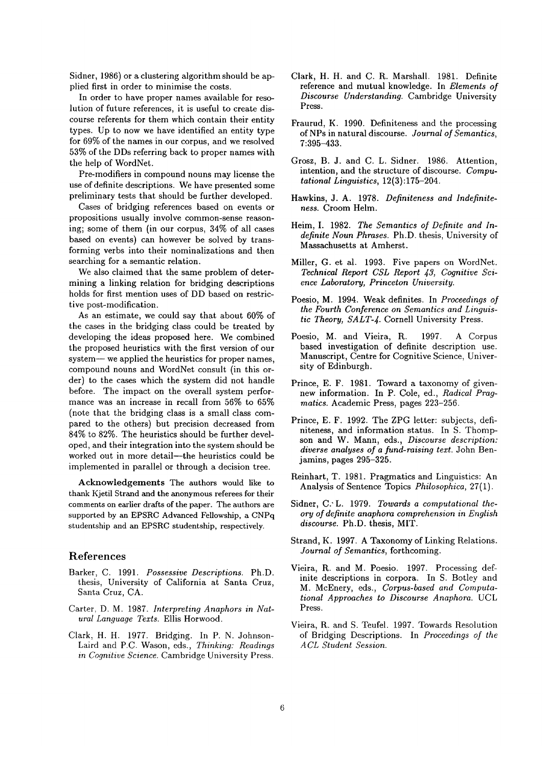Sidner, 1986) or a clustering algorithm should be applied first in order to minimise the costs.

In order to have proper names available for resolution of future references, it is useful to create discourse referents for them which contain their entity types. Up to now we have identified an entity type for 69% of the names in our corpus, and we resolved 53% of the DDs referring back to proper names with the help of WordNet.

Pre-modifiers in compound nouns may license the use of definite descriptions. We have presented some preliminary tests that should be further developed.

Cases of bridging references based on events or propositions usually involve common-sense reasoning; some of them (in our corpus, 34% of all cases based on events) can however be solved by transforming verbs into their nominalizations and then searching for a semantic relation.

We also claimed that the same problem of determining a linking relation for bridging descriptions holds for first mention uses of DD based on restrictive post-modification.

As an estimate, we could say that about 60% of the cases in the bridging class could be treated by developing the ideas proposed here. We combined the proposed heuristics with the first version of our system— we applied the heuristics for proper names, compound nouns and WordNet consult (in this order) to the cases which the system did not handle before. The impact on the overall system performance was an increase in recall from 56% to 65% (note that the bridging class is a small class compared to the others) but precision decreased from 84% to 82%. The heuristics should be further developed, and their integration into the system should be worked out in more detail—the heuristics could be implemented in parallel or through a decision tree.

**Acknowledgements** The authors would like to thank Kjetil Strand and the anonymous referees for their comments on earlier drafts of the paper. The authors are supported by an EPSRC Advanced Fellowship, a CNPq studentship and an EPSRC studentship, respectively.

## References

Barker, C. 1991. *Possessive Descriptions.* Ph.D. thesis, University of California at Santa Cruz, Santa Cruz, CA.

Carter, D. M. 1987. *Interpreting Anaphors in Natural Language Texts.* Ellis Horwood.

Clark, H. H. 1977. Bridging. In P. N. Johnson-Laird and P.C. Wason, eds., *Thinking: Readings in Cognitive Science.* Cambridge University Press.

Clark, H. H. and C. R. Marshall. 1981. Definite reference and mutual knowledge. In *Elements of Discourse Understanding.* Cambridge University Press.

Fraurud, K. 1990. Definiteness and the processing of NPs in natural discourse. *Journal of Semantics*, 7:395–433.

Grosz, B. J. and C. L. Sidner. 1986. Attention, intention, and the structure of discourse. *Computational Linguistics*, 12(3):175–204.

Hawkins, J. A. 1978. *Definiteness and Indefiniteness.* Croom Helm.

Heim, I. 1982. *The Semantics of Definite and Indefinite Noun Phrases.* Ph.D. thesis, University of Massachusetts at Amherst.

Miller, G. et al. 1993. Five papers on WordNet. *Technical Report CSL Report 43, Cognitive Science Laboratory, Princeton University.*

Poesio, M. 1994. Weak definites. In *Proceedings of the Fourth Conference on Semantics and Linguistic Theory, SALT-4.* Cornell University Press.

Poesio, M. and Vieira, R. 1997. A Corpus based investigation of definite description use. Manuscript, Centre for Cognitive Science, University of Edinburgh.

Prince, E. F. 1981. Toward a taxonomy of given-new information. In P. Cole, ed., *Radical Pragmatics.* Academic Press, pages 223–256.

Prince, E. F. 1992. The ZPG letter: subjects, definiteness, and information status. In S. Thompson and W. Mann, eds., *Discourse description: diverse analyses of a fund-raising text.* John Benjamins, pages 295–325.

Reinhart, T. 1981. Pragmatics and Linguistics: An Analysis of Sentence Topics *Philosophica*, 27(1).

Sidner, C. L. 1979. *Towards a computational theory of definite anaphora comprehension in English discourse.* Ph.D. thesis, MIT.

Strand, K. 1997. A Taxonomy of Linking Relations. *Journal of Semantics*, forthcoming.

Vieira, R. and M. Poesio. 1997. Processing definite descriptions in corpora. In S. Botley and M. McEnery, eds., *Corpus-based and Computational Approaches to Discourse Anaphora.* UCL Press.

Vieira, R. and S. Teufel. 1997. Towards Resolution of Bridging Descriptions. In *Proceedings of the ACL Student Session.*